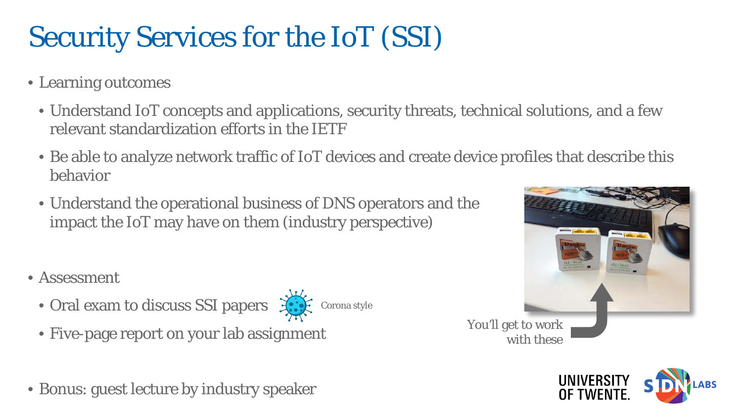# Security Services for the IoT (SSI)

- Learning outcomes
  - Understand IoT concepts and applications, security threats, technical solutions, and a few relevant standardization efforts in the IETF
  - Be able to analyze network traffic of IoT devices and create device profiles that describe this behavior
  - Understand the operational business of DNS operators and the impact the IoT may have on them (industry perspective)
- Assessment
  - Oral exam to discuss SSI papers (Corona style)
  - Five-page report on your lab assignment
- Bonus: guest lecture by industry speaker

You'll get to work with these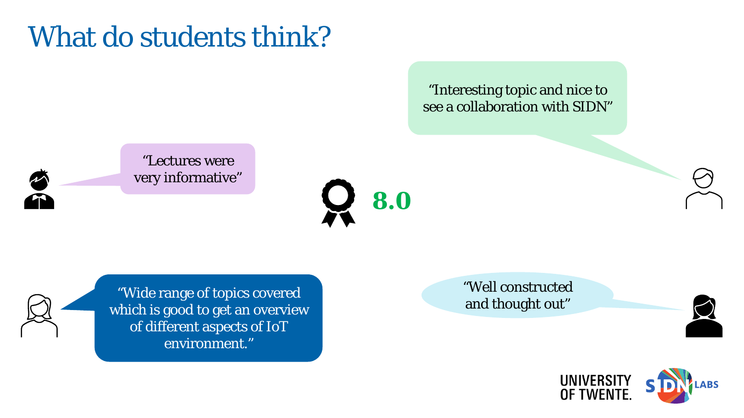# What do students think?

“Interesting topic and nice to see a collaboration with SIDN”

“Lectures were very informative”

**8.0**

“Wide range of topics covered which is good to get an overview of different aspects of IoT environment.”

“Well constructed and thought out”

UNIVERSITY OF TWENTE.

SIDN LABS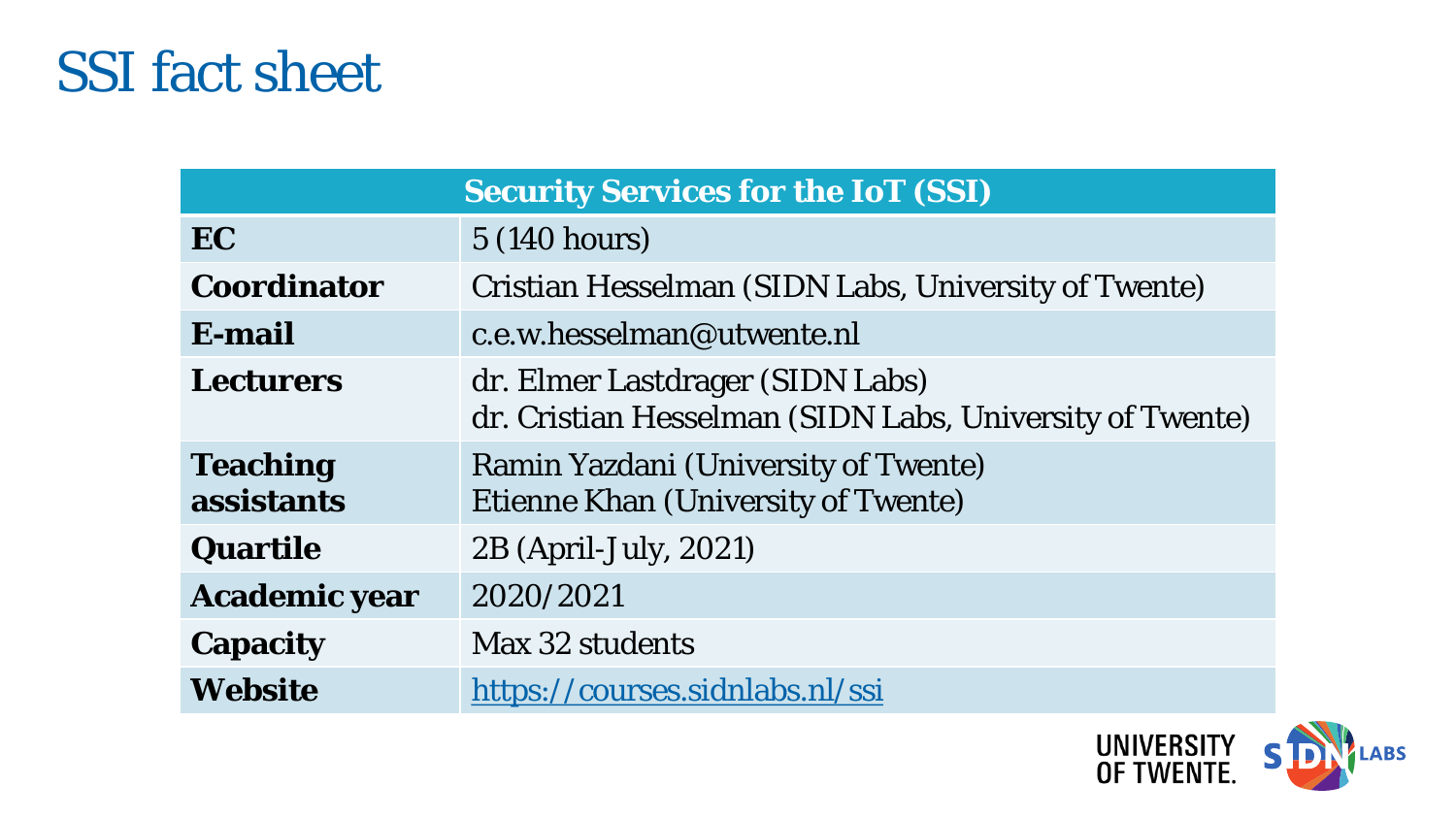# SSI fact sheet

| Security Services for the IoT (SSI) | |
|---|---|
| **EC** | 5 (140 hours) |
| **Coordinator** | Cristian Hesselman (SIDN Labs, University of Twente) |
| **E-mail** | c.e.w.hesselman@utwente.nl |
| **Lecturers** | dr. Elmer Lastdrager (SIDN Labs)<br>dr. Cristian Hesselman (SIDN Labs, University of Twente) |
| **Teaching assistants** | Ramin Yazdani (University of Twente)<br>Etienne Khan (University of Twente) |
| **Quartile** | 2B (April-July, 2021) |
| **Academic year** | 2020/2021 |
| **Capacity** | Max 32 students |
| **Website** | [https://courses.sidnlabs.nl/ssi](https://courses.sidnlabs.nl/ssi) |

UNIVERSITY OF TWENTE. SIDN LABS